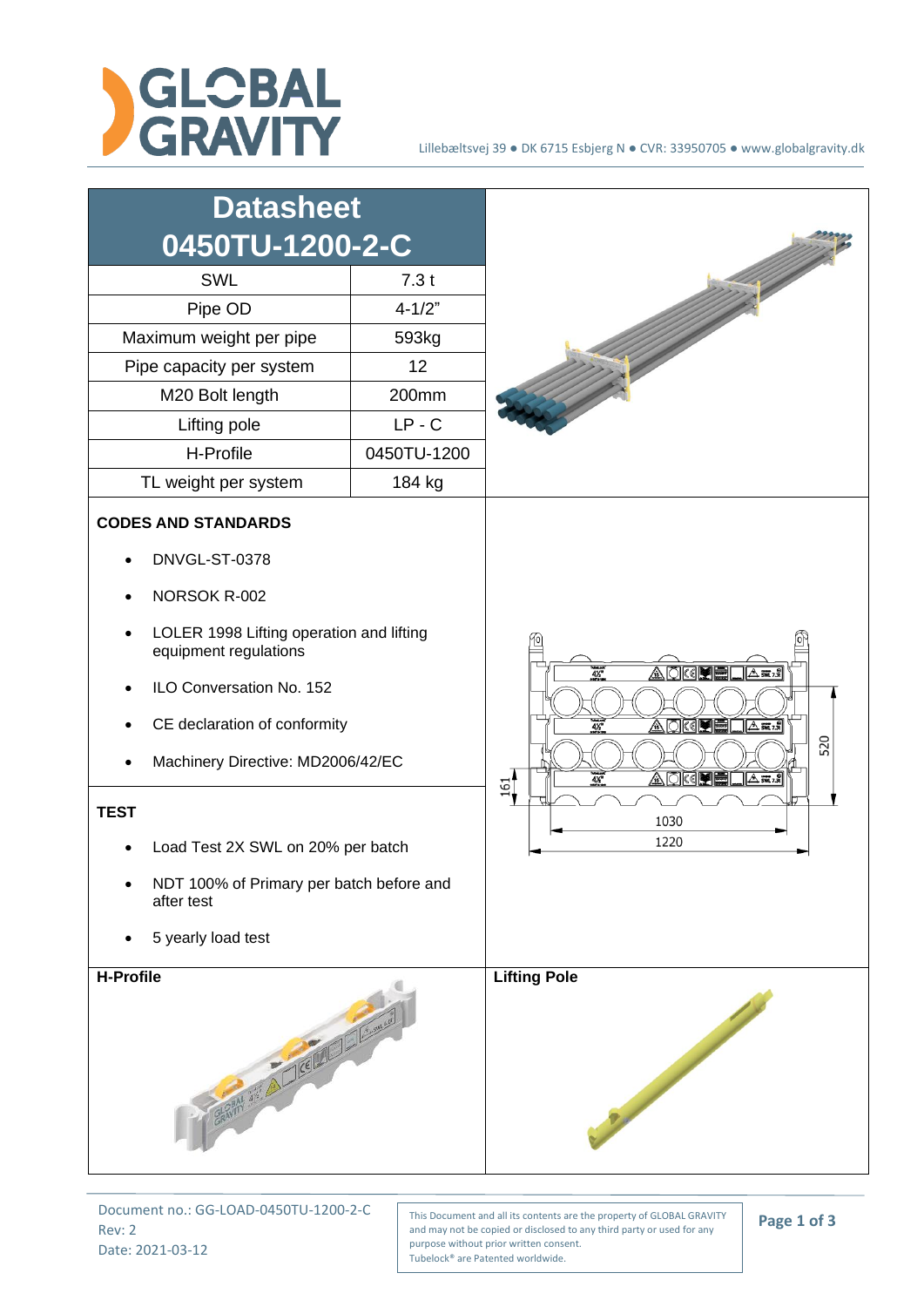Lillebæltsvej 39 ● DK 6715 Esbjerg N ● CVR: 33950705 ● www.globalgravity.dk

# Datasheet 0450TU-1200-2-C

| Parameter | Value |
| --- | --- |
| SWL | 7.3 t |
| Pipe OD | 4-1/2" |
| Maximum weight per pipe | 593kg |
| Pipe capacity per system | 12 |
| M20 Bolt length | 200mm |
| Lifting pole | LP - C |
| H-Profile | 0450TU-1200 |
| TL weight per system | 184 kg |

## CODES AND STANDARDS

- DNVGL-ST-0378
- NORSOK R-002
- LOLER 1998 Lifting operation and lifting equipment regulations
- ILO Conversation No. 152
- CE declaration of conformity
- Machinery Directive: MD2006/42/EC

## TEST

- Load Test 2X SWL on 20% per batch
- NDT 100% of Primary per batch before and after test
- 5 yearly load test

161

520

1030

1220

## H-Profile

## Lifting Pole

Document no.: GG-LOAD-0450TU-1200-2-C
Rev: 2
Date: 2021-03-12

This Document and all its contents are the property of GLOBAL GRAVITY and may not be copied or disclosed to any third party or used for any purpose without prior written consent.
Tubelock® are Patented worldwide.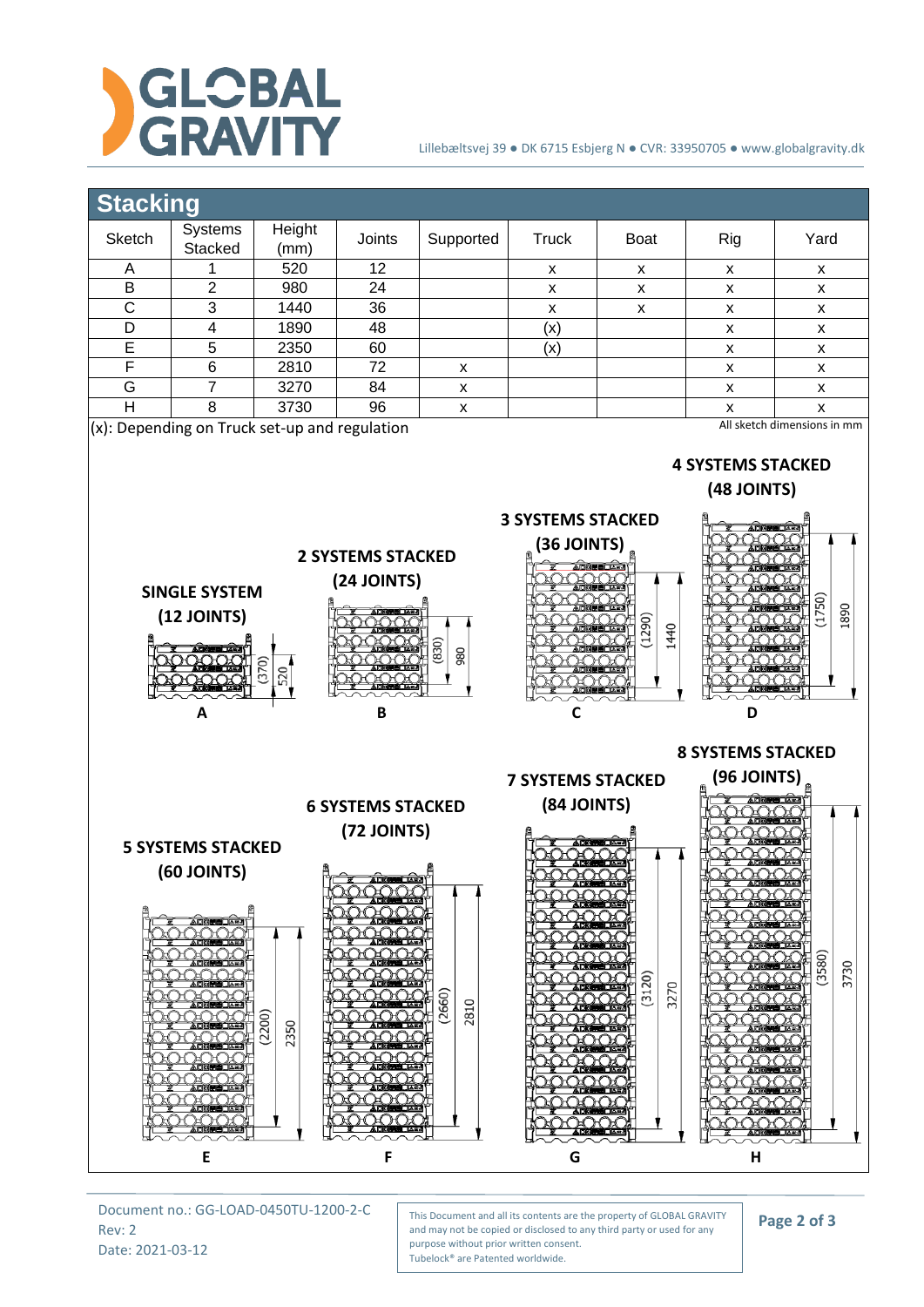## Stacking

| Sketch | Systems Stacked | Height (mm) | Joints | Supported | Truck | Boat | Rig | Yard |
|---|---|---|---|---|---|---|---|---|
| A | 1 | 520 | 12 | | x | x | x | x |
| B | 2 | 980 | 24 | | x | x | x | x |
| C | 3 | 1440 | 36 | | x | x | x | x |
| D | 4 | 1890 | 48 | | (x) | | x | x |
| E | 5 | 2350 | 60 | | (x) | | x | x |
| F | 6 | 2810 | 72 | x | | | x | x |
| G | 7 | 3270 | 84 | x | | | x | x |
| H | 8 | 3730 | 96 | x | | | x | x |

(x): Depending on Truck set-up and regulation

All sketch dimensions in mm

**SINGLE SYSTEM (12 JOINTS)** — A: (370) 520

**2 SYSTEMS STACKED (24 JOINTS)** — B: (830) 980

**3 SYSTEMS STACKED (36 JOINTS)** — C: (1290) 1440

**4 SYSTEMS STACKED (48 JOINTS)** — D: (1750) 1890

**5 SYSTEMS STACKED (60 JOINTS)** — E: (2200) 2350

**6 SYSTEMS STACKED (72 JOINTS)** — F: (2660) 2810

**7 SYSTEMS STACKED (84 JOINTS)** — G: (3120) 3270

**8 SYSTEMS STACKED (96 JOINTS)** — H: (3580) 3730

Document no.: GG-LOAD-0450TU-1200-2-C
Rev: 2
Date: 2021-03-12

This Document and all its contents are the property of GLOBAL GRAVITY and may not be copied or disclosed to any third party or used for any purpose without prior written consent.
Tubelock® are Patented worldwide.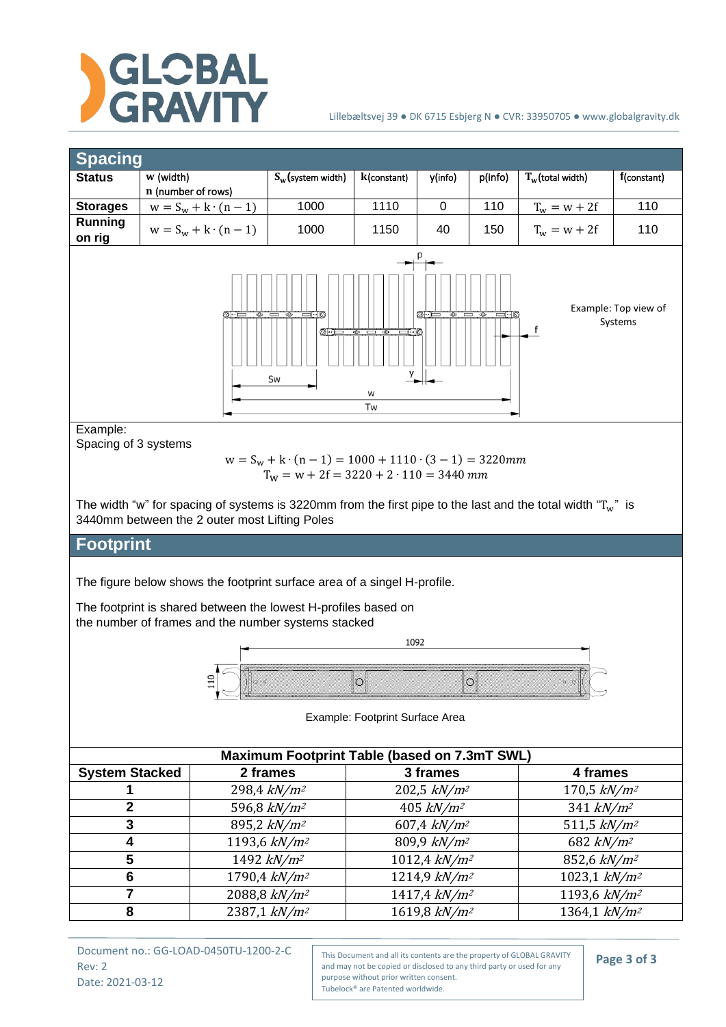## Spacing

| Status | w (width) n (number of rows) | $S_w$ (system width) | k (constant) | y (info) | p (info) | $T_w$ (total width) | f (constant) |
|---|---|---|---|---|---|---|---|
| **Storages** | $w = S_w + k \cdot (n-1)$ | 1000 | 1110 | 0 | 110 | $T_w = w + 2f$ | 110 |
| **Running on rig** | $w = S_w + k \cdot (n-1)$ | 1000 | 1150 | 40 | 150 | $T_w = w + 2f$ | 110 |

p

f

Sw

y

w

Tw

Example: Top view of Systems

Example:
Spacing of 3 systems

$$w = S_w + k \cdot (n-1) = 1000 + 1110 \cdot (3-1) = 3220mm$$
$$T_w = w + 2f = 3220 + 2 \cdot 110 = 3440\ mm$$

The width "w" for spacing of systems is 3220mm from the first pipe to the last and the total width "$T_w$" is 3440mm between the 2 outer most Lifting Poles

## Footprint

The figure below shows the footprint surface area of a singel H-profile.

The footprint is shared between the lowest H-profiles based on the number of frames and the number systems stacked

1092

110

Example: Footprint Surface Area

**Maximum Footprint Table (based on 7.3mT SWL)**

| System Stacked | 2 frames | 3 frames | 4 frames |
|---|---|---|---|
| 1 | 298,4 $kN/m^2$ | 202,5 $kN/m^2$ | 170,5 $kN/m^2$ |
| 2 | 596,8 $kN/m^2$ | 405 $kN/m^2$ | 341 $kN/m^2$ |
| 3 | 895,2 $kN/m^2$ | 607,4 $kN/m^2$ | 511,5 $kN/m^2$ |
| 4 | 1193,6 $kN/m^2$ | 809,9 $kN/m^2$ | 682 $kN/m^2$ |
| 5 | 1492 $kN/m^2$ | 1012,4 $kN/m^2$ | 852,6 $kN/m^2$ |
| 6 | 1790,4 $kN/m^2$ | 1214,9 $kN/m^2$ | 1023,1 $kN/m^2$ |
| 7 | 2088,8 $kN/m^2$ | 1417,4 $kN/m^2$ | 1193,6 $kN/m^2$ |
| 8 | 2387,1 $kN/m^2$ | 1619,8 $kN/m^2$ | 1364,1 $kN/m^2$ |

Document no.: GG-LOAD-0450TU-1200-2-C
Rev: 2
Date: 2021-03-12

This Document and all its contents are the property of GLOBAL GRAVITY and may not be copied or disclosed to any third party or used for any purpose without prior written consent.
Tubelock® are Patented worldwide.